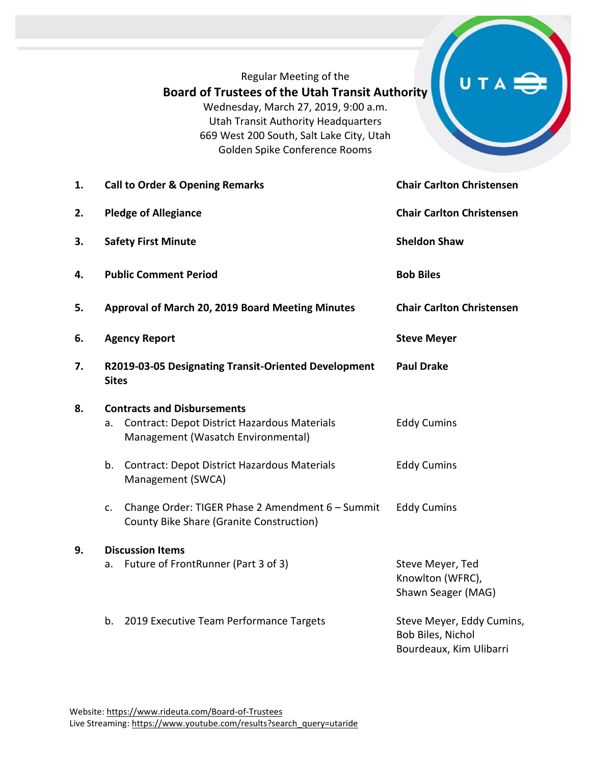Regular Meeting of the

**Board of Trustees of the Utah Transit Authority**

Wednesday, March 27, 2019, 9:00 a.m.
Utah Transit Authority Headquarters
669 West 200 South, Salt Lake City, Utah
Golden Spike Conference Rooms

| | | |
|---|---|---|
| **1.** | **Call to Order & Opening Remarks** | **Chair Carlton Christensen** |
| **2.** | **Pledge of Allegiance** | **Chair Carlton Christensen** |
| **3.** | **Safety First Minute** | **Sheldon Shaw** |
| **4.** | **Public Comment Period** | **Bob Biles** |
| **5.** | **Approval of March 20, 2019 Board Meeting Minutes** | **Chair Carlton Christensen** |
| **6.** | **Agency Report** | **Steve Meyer** |
| **7.** | **R2019-03-05 Designating Transit-Oriented Development Sites** | **Paul Drake** |
| **8.** | **Contracts and Disbursements** | |
| | a. Contract: Depot District Hazardous Materials Management (Wasatch Environmental) | Eddy Cumins |
| | b. Contract: Depot District Hazardous Materials Management (SWCA) | Eddy Cumins |
| | c. Change Order: TIGER Phase 2 Amendment 6 – Summit County Bike Share (Granite Construction) | Eddy Cumins |
| **9.** | **Discussion Items** | |
| | a. Future of FrontRunner (Part 3 of 3) | Steve Meyer, Ted Knowlton (WFRC), Shawn Seager (MAG) |
| | b. 2019 Executive Team Performance Targets | Steve Meyer, Eddy Cumins, Bob Biles, Nichol Bourdeaux, Kim Ulibarri |

Website: https://www.rideuta.com/Board-of-Trustees
Live Streaming: https://www.youtube.com/results?search_query=utaride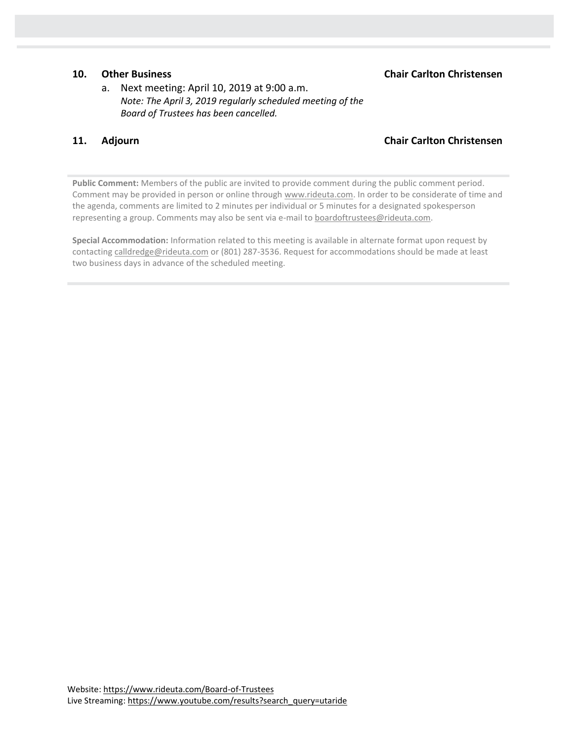**10. Other Business** **Chair Carlton Christensen**

a. Next meeting: April 10, 2019 at 9:00 a.m.
*Note: The April 3, 2019 regularly scheduled meeting of the Board of Trustees has been cancelled.*

**11. Adjourn** **Chair Carlton Christensen**

**Public Comment:** Members of the public are invited to provide comment during the public comment period. Comment may be provided in person or online through www.rideuta.com. In order to be considerate of time and the agenda, comments are limited to 2 minutes per individual or 5 minutes for a designated spokesperson representing a group. Comments may also be sent via e-mail to boardoftrustees@rideuta.com.

**Special Accommodation:** Information related to this meeting is available in alternate format upon request by contacting calldredge@rideuta.com or (801) 287-3536. Request for accommodations should be made at least two business days in advance of the scheduled meeting.

Website: https://www.rideuta.com/Board-of-Trustees
Live Streaming: https://www.youtube.com/results?search_query=utaride